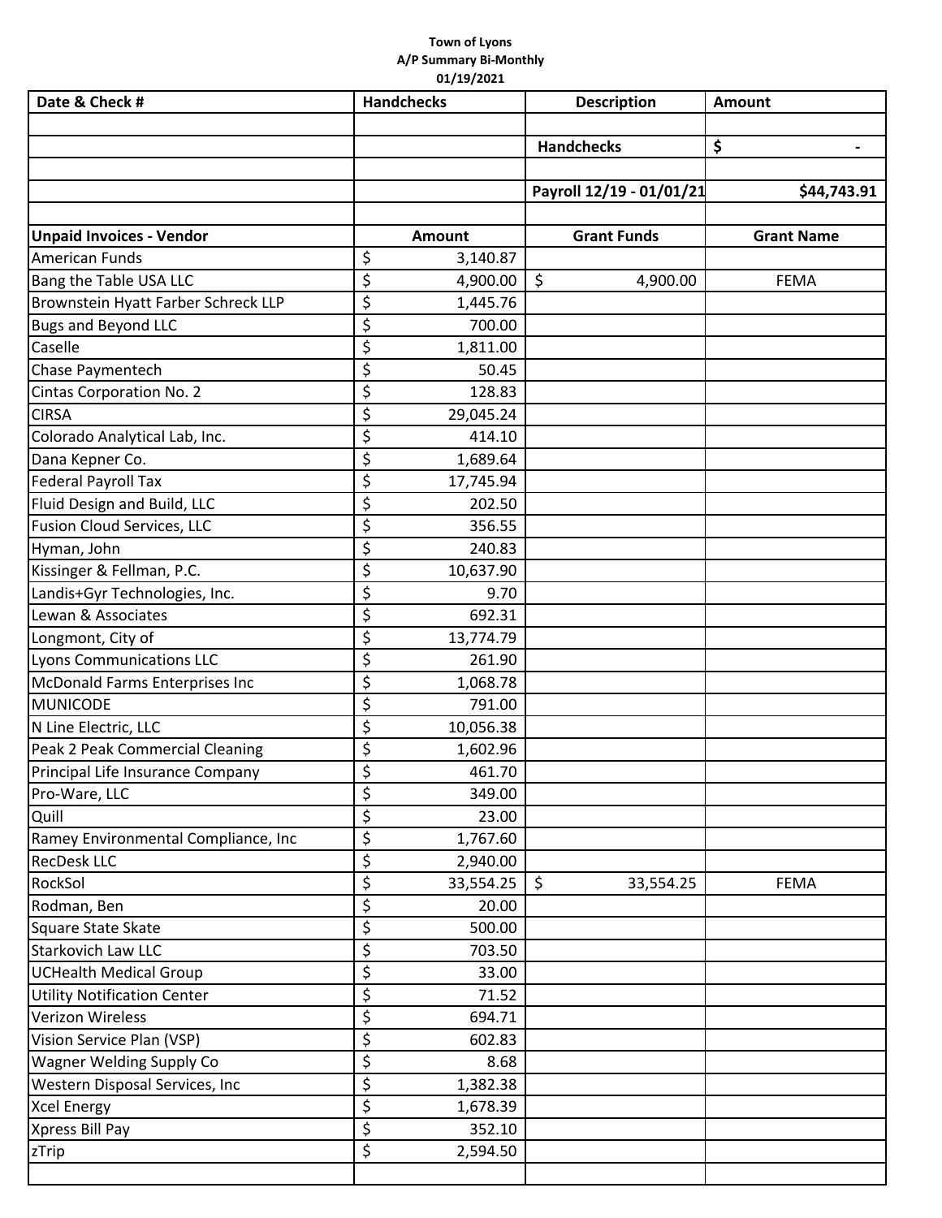**Town of Lyons**
**A/P Summary Bi-Monthly**
**01/19/2021**

| Date & Check # | Handchecks | Description | Amount |
|---|---|---|---|
| | | | |
| | | **Handchecks** | **$ -** |
| | | | |
| | | **Payroll 12/19 - 01/01/21** | **$44,743.91** |
| | | | |
| **Unpaid Invoices - Vendor** | **Amount** | **Grant Funds** | **Grant Name** |
| American Funds | $ 3,140.87 | | |
| Bang the Table USA LLC | $ 4,900.00 | $ 4,900.00 | FEMA |
| Brownstein Hyatt Farber Schreck LLP | $ 1,445.76 | | |
| Bugs and Beyond LLC | $ 700.00 | | |
| Caselle | $ 1,811.00 | | |
| Chase Paymentech | $ 50.45 | | |
| Cintas Corporation No. 2 | $ 128.83 | | |
| CIRSA | $ 29,045.24 | | |
| Colorado Analytical Lab, Inc. | $ 414.10 | | |
| Dana Kepner Co. | $ 1,689.64 | | |
| Federal Payroll Tax | $ 17,745.94 | | |
| Fluid Design and Build, LLC | $ 202.50 | | |
| Fusion Cloud Services, LLC | $ 356.55 | | |
| Hyman, John | $ 240.83 | | |
| Kissinger & Fellman, P.C. | $ 10,637.90 | | |
| Landis+Gyr Technologies, Inc. | $ 9.70 | | |
| Lewan & Associates | $ 692.31 | | |
| Longmont, City of | $ 13,774.79 | | |
| Lyons Communications LLC | $ 261.90 | | |
| McDonald Farms Enterprises Inc | $ 1,068.78 | | |
| MUNICODE | $ 791.00 | | |
| N Line Electric, LLC | $ 10,056.38 | | |
| Peak 2 Peak Commercial Cleaning | $ 1,602.96 | | |
| Principal Life Insurance Company | $ 461.70 | | |
| Pro-Ware, LLC | $ 349.00 | | |
| Quill | $ 23.00 | | |
| Ramey Environmental Compliance, Inc | $ 1,767.60 | | |
| RecDesk LLC | $ 2,940.00 | | |
| RockSol | $ 33,554.25 | $ 33,554.25 | FEMA |
| Rodman, Ben | $ 20.00 | | |
| Square State Skate | $ 500.00 | | |
| Starkovich Law LLC | $ 703.50 | | |
| UCHealth Medical Group | $ 33.00 | | |
| Utility Notification Center | $ 71.52 | | |
| Verizon Wireless | $ 694.71 | | |
| Vision Service Plan (VSP) | $ 602.83 | | |
| Wagner Welding Supply Co | $ 8.68 | | |
| Western Disposal Services, Inc | $ 1,382.38 | | |
| Xcel Energy | $ 1,678.39 | | |
| Xpress Bill Pay | $ 352.10 | | |
| zTrip | $ 2,594.50 | | |
| | | | |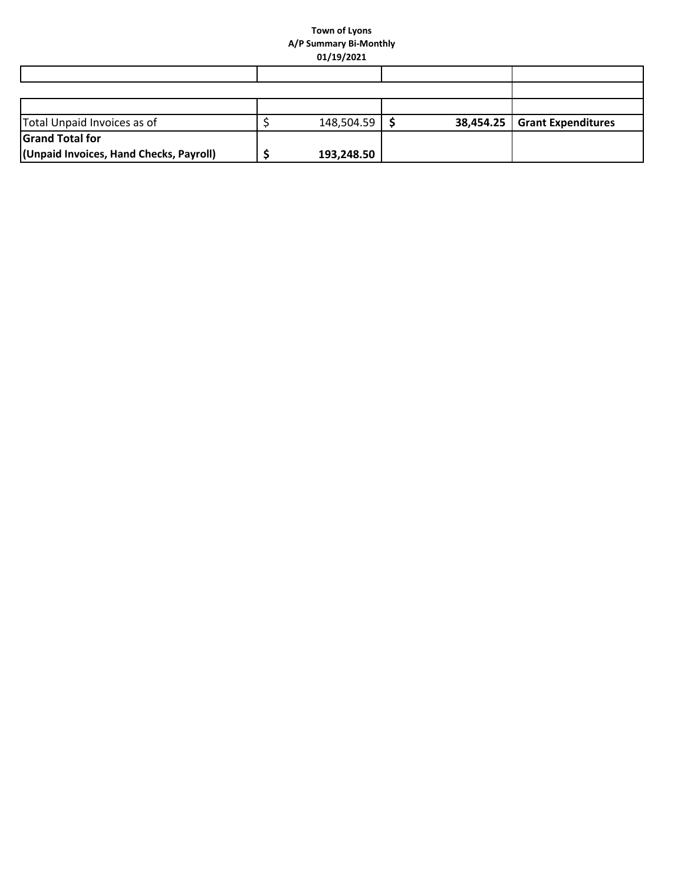**Town of Lyons**
**A/P Summary Bi-Monthly**
**01/19/2021**

| | | | |
|---|---|---|---|
| | | | |
| | | | |
| | | | |
| Total Unpaid Invoices as of | $ 148,504.59 | **$ 38,454.25** | **Grant Expenditures** |
| **Grand Total for (Unpaid Invoices, Hand Checks, Payroll)** | **$ 193,248.50** | | |